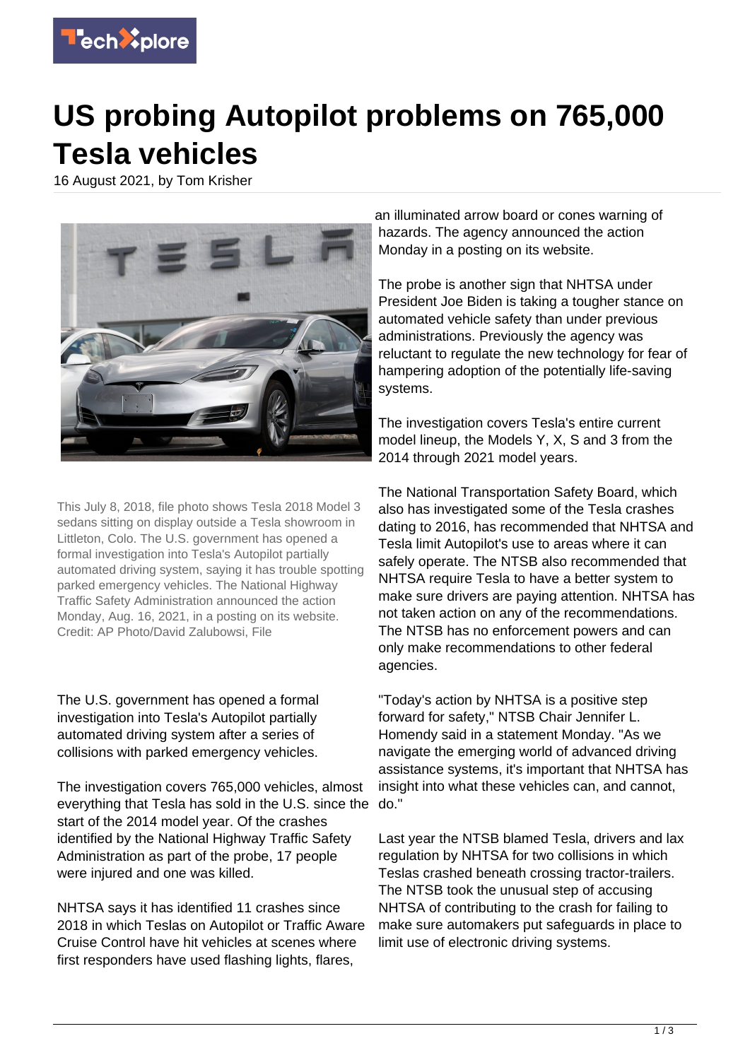# US probing Autopilot problems on 765,000 Tesla vehicles

16 August 2021, by Tom Krisher

This July 8, 2018, file photo shows Tesla 2018 Model 3 sedans sitting on display outside a Tesla showroom in Littleton, Colo. The U.S. government has opened a formal investigation into Tesla's Autopilot partially automated driving system, saying it has trouble spotting parked emergency vehicles. The National Highway Traffic Safety Administration announced the action Monday, Aug. 16, 2021, in a posting on its website. Credit: AP Photo/David Zalubowski, File

The U.S. government has opened a formal investigation into Tesla's Autopilot partially automated driving system after a series of collisions with parked emergency vehicles.

The investigation covers 765,000 vehicles, almost everything that Tesla has sold in the U.S. since the start of the 2014 model year. Of the crashes identified by the National Highway Traffic Safety Administration as part of the probe, 17 people were injured and one was killed.

NHTSA says it has identified 11 crashes since 2018 in which Teslas on Autopilot or Traffic Aware Cruise Control have hit vehicles at scenes where first responders have used flashing lights, flares, an illuminated arrow board or cones warning of hazards. The agency announced the action Monday in a posting on its website.

The probe is another sign that NHTSA under President Joe Biden is taking a tougher stance on automated vehicle safety than under previous administrations. Previously the agency was reluctant to regulate the new technology for fear of hampering adoption of the potentially life-saving systems.

The investigation covers Tesla's entire current model lineup, the Models Y, X, S and 3 from the 2014 through 2021 model years.

The National Transportation Safety Board, which also has investigated some of the Tesla crashes dating to 2016, has recommended that NHTSA and Tesla limit Autopilot's use to areas where it can safely operate. The NTSB also recommended that NHTSA require Tesla to have a better system to make sure drivers are paying attention. NHTSA has not taken action on any of the recommendations. The NTSB has no enforcement powers and can only make recommendations to other federal agencies.

"Today's action by NHTSA is a positive step forward for safety," NTSB Chair Jennifer L. Homendy said in a statement Monday. "As we navigate the emerging world of advanced driving assistance systems, it's important that NHTSA has insight into what these vehicles can, and cannot, do."

Last year the NTSB blamed Tesla, drivers and lax regulation by NHTSA for two collisions in which Teslas crashed beneath crossing tractor-trailers. The NTSB took the unusual step of accusing NHTSA of contributing to the crash for failing to make sure automakers put safeguards in place to limit use of electronic driving systems.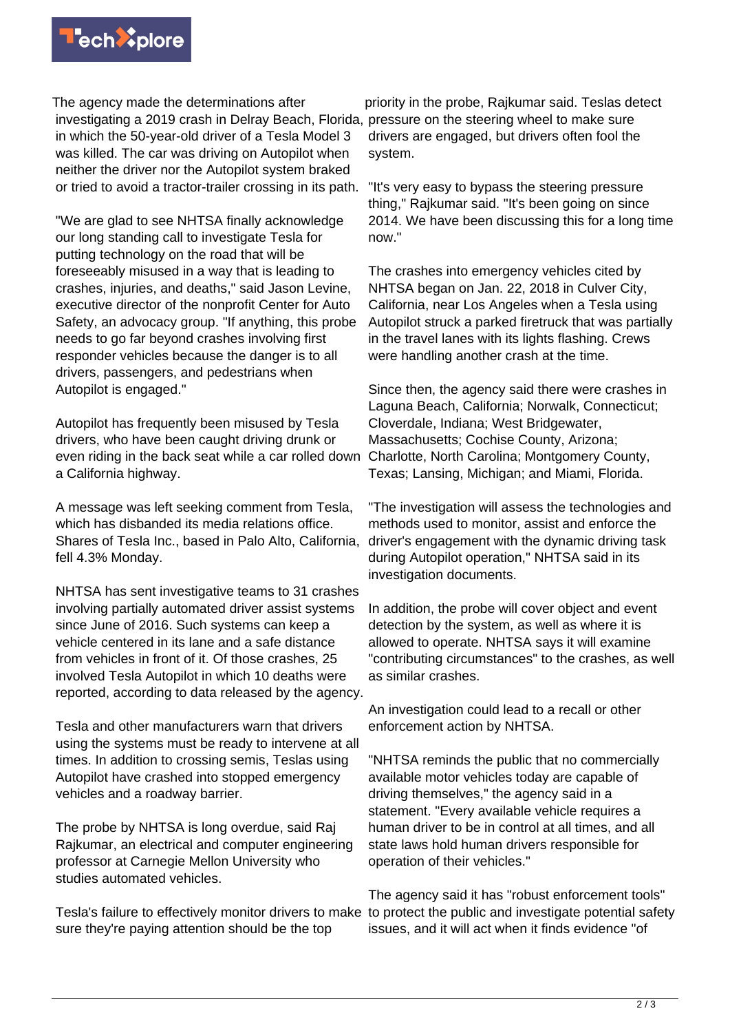The agency made the determinations after investigating a 2019 crash in Delray Beach, Florida, in which the 50-year-old driver of a Tesla Model 3 was killed. The car was driving on Autopilot when neither the driver nor the Autopilot system braked or tried to avoid a tractor-trailer crossing in its path.

"We are glad to see NHTSA finally acknowledge our long standing call to investigate Tesla for putting technology on the road that will be foreseeably misused in a way that is leading to crashes, injuries, and deaths," said Jason Levine, executive director of the nonprofit Center for Auto Safety, an advocacy group. "If anything, this probe needs to go far beyond crashes involving first responder vehicles because the danger is to all drivers, passengers, and pedestrians when Autopilot is engaged."

Autopilot has frequently been misused by Tesla drivers, who have been caught driving drunk or even riding in the back seat while a car rolled down a California highway.

A message was left seeking comment from Tesla, which has disbanded its media relations office. Shares of Tesla Inc., based in Palo Alto, California, fell 4.3% Monday.

NHTSA has sent investigative teams to 31 crashes involving partially automated driver assist systems since June of 2016. Such systems can keep a vehicle centered in its lane and a safe distance from vehicles in front of it. Of those crashes, 25 involved Tesla Autopilot in which 10 deaths were reported, according to data released by the agency.

Tesla and other manufacturers warn that drivers using the systems must be ready to intervene at all times. In addition to crossing semis, Teslas using Autopilot have crashed into stopped emergency vehicles and a roadway barrier.

The probe by NHTSA is long overdue, said Raj Rajkumar, an electrical and computer engineering professor at Carnegie Mellon University who studies automated vehicles.

Tesla's failure to effectively monitor drivers to make sure they're paying attention should be the top priority in the probe, Rajkumar said. Teslas detect pressure on the steering wheel to make sure drivers are engaged, but drivers often fool the system.

"It's very easy to bypass the steering pressure thing," Rajkumar said. "It's been going on since 2014. We have been discussing this for a long time now."

The crashes into emergency vehicles cited by NHTSA began on Jan. 22, 2018 in Culver City, California, near Los Angeles when a Tesla using Autopilot struck a parked firetruck that was partially in the travel lanes with its lights flashing. Crews were handling another crash at the time.

Since then, the agency said there were crashes in Laguna Beach, California; Norwalk, Connecticut; Cloverdale, Indiana; West Bridgewater, Massachusetts; Cochise County, Arizona; Charlotte, North Carolina; Montgomery County, Texas; Lansing, Michigan; and Miami, Florida.

"The investigation will assess the technologies and methods used to monitor, assist and enforce the driver's engagement with the dynamic driving task during Autopilot operation," NHTSA said in its investigation documents.

In addition, the probe will cover object and event detection by the system, as well as where it is allowed to operate. NHTSA says it will examine "contributing circumstances" to the crashes, as well as similar crashes.

An investigation could lead to a recall or other enforcement action by NHTSA.

"NHTSA reminds the public that no commercially available motor vehicles today are capable of driving themselves," the agency said in a statement. "Every available vehicle requires a human driver to be in control at all times, and all state laws hold human drivers responsible for operation of their vehicles."

The agency said it has "robust enforcement tools" to protect the public and investigate potential safety issues, and it will act when it finds evidence "of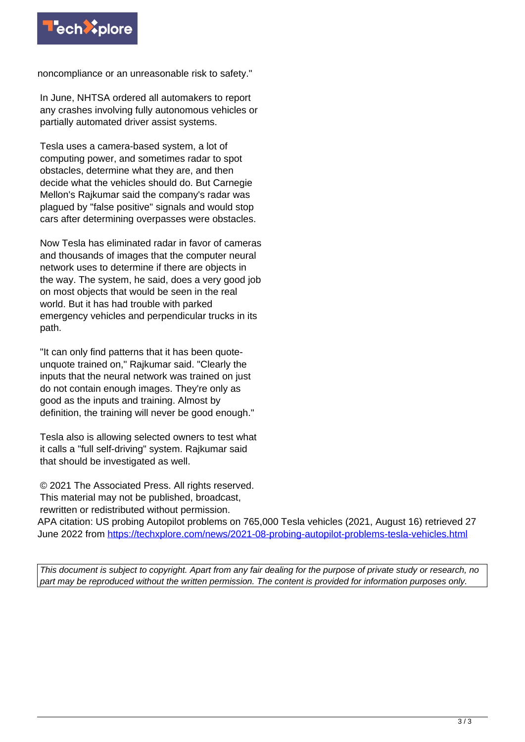noncompliance or an unreasonable risk to safety."

In June, NHTSA ordered all automakers to report any crashes involving fully autonomous vehicles or partially automated driver assist systems.

Tesla uses a camera-based system, a lot of computing power, and sometimes radar to spot obstacles, determine what they are, and then decide what the vehicles should do. But Carnegie Mellon's Rajkumar said the company's radar was plagued by "false positive" signals and would stop cars after determining overpasses were obstacles.

Now Tesla has eliminated radar in favor of cameras and thousands of images that the computer neural network uses to determine if there are objects in the way. The system, he said, does a very good job on most objects that would be seen in the real world. But it has had trouble with parked emergency vehicles and perpendicular trucks in its path.

"It can only find patterns that it has been quote-unquote trained on," Rajkumar said. "Clearly the inputs that the neural network was trained on just do not contain enough images. They're only as good as the inputs and training. Almost by definition, the training will never be good enough."

Tesla also is allowing selected owners to test what it calls a "full self-driving" system. Rajkumar said that should be investigated as well.

© 2021 The Associated Press. All rights reserved. This material may not be published, broadcast, rewritten or redistributed without permission.

APA citation: US probing Autopilot problems on 765,000 Tesla vehicles (2021, August 16) retrieved 27 June 2022 from https://techxplore.com/news/2021-08-probing-autopilot-problems-tesla-vehicles.html

*This document is subject to copyright. Apart from any fair dealing for the purpose of private study or research, no part may be reproduced without the written permission. The content is provided for information purposes only.*